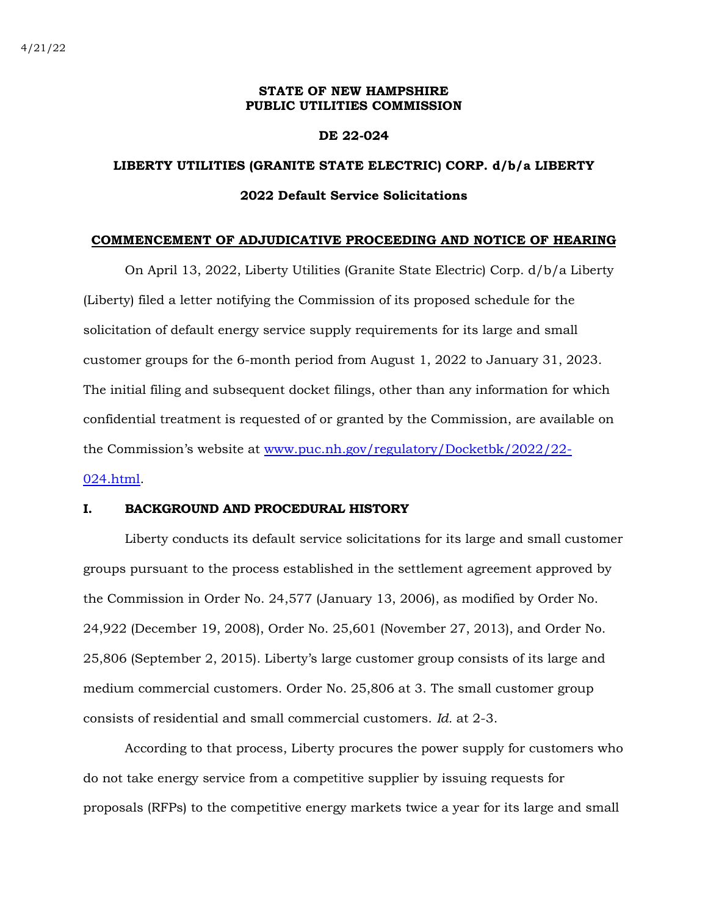4/21/22

**STATE OF NEW HAMPSHIRE**
**PUBLIC UTILITIES COMMISSION**

**DE 22-024**

**LIBERTY UTILITIES (GRANITE STATE ELECTRIC) CORP. d/b/a LIBERTY**

**2022 Default Service Solicitations**

**COMMENCEMENT OF ADJUDICATIVE PROCEEDING AND NOTICE OF HEARING**

On April 13, 2022, Liberty Utilities (Granite State Electric) Corp. d/b/a Liberty (Liberty) filed a letter notifying the Commission of its proposed schedule for the solicitation of default energy service supply requirements for its large and small customer groups for the 6-month period from August 1, 2022 to January 31, 2023. The initial filing and subsequent docket filings, other than any information for which confidential treatment is requested of or granted by the Commission, are available on the Commission's website at [www.puc.nh.gov/regulatory/Docketbk/2022/22-024.html](www.puc.nh.gov/regulatory/Docketbk/2022/22-024.html).

## I. BACKGROUND AND PROCEDURAL HISTORY

Liberty conducts its default service solicitations for its large and small customer groups pursuant to the process established in the settlement agreement approved by the Commission in Order No. 24,577 (January 13, 2006), as modified by Order No. 24,922 (December 19, 2008), Order No. 25,601 (November 27, 2013), and Order No. 25,806 (September 2, 2015). Liberty's large customer group consists of its large and medium commercial customers. Order No. 25,806 at 3. The small customer group consists of residential and small commercial customers. *Id.* at 2-3.

According to that process, Liberty procures the power supply for customers who do not take energy service from a competitive supplier by issuing requests for proposals (RFPs) to the competitive energy markets twice a year for its large and small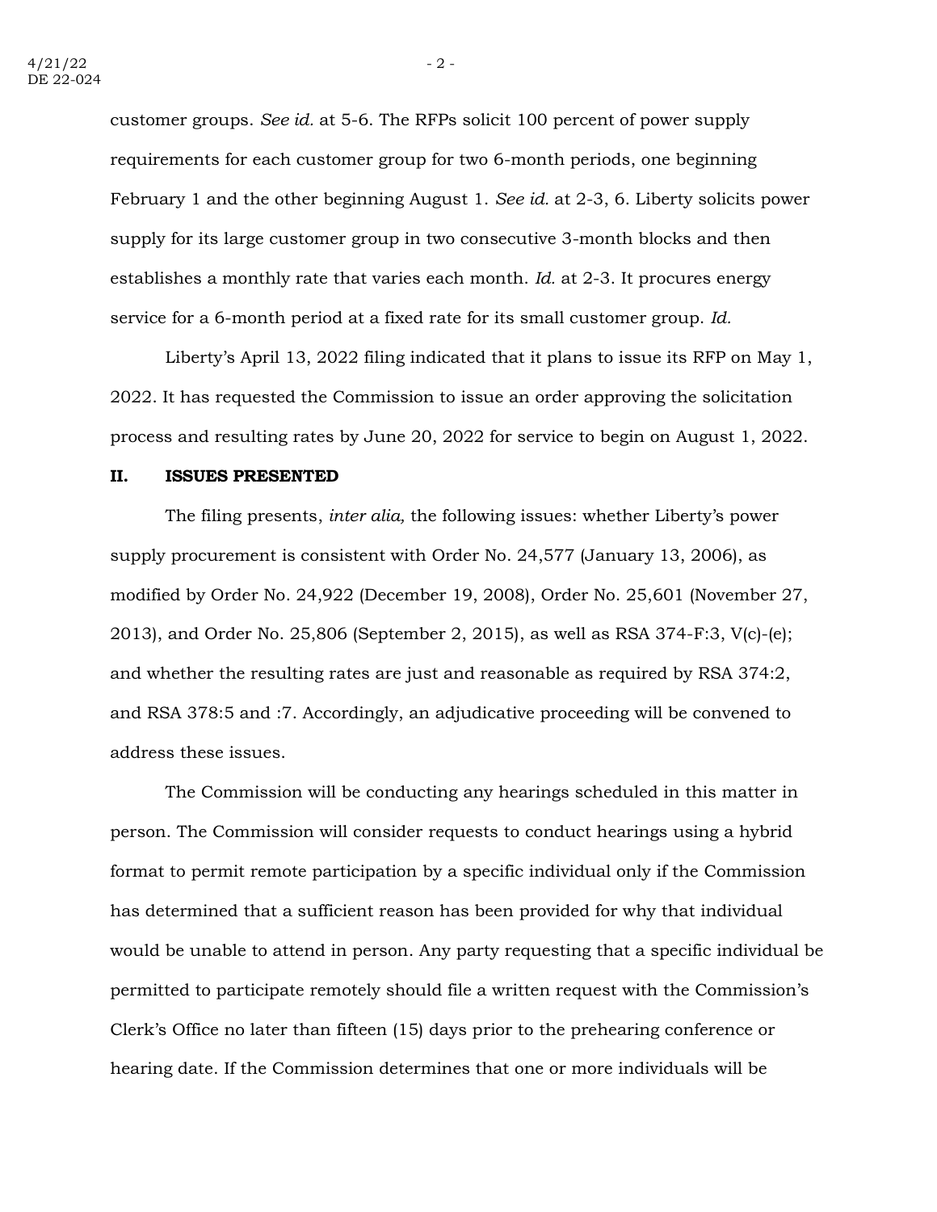customer groups. *See id.* at 5-6. The RFPs solicit 100 percent of power supply requirements for each customer group for two 6-month periods, one beginning February 1 and the other beginning August 1. *See id.* at 2-3, 6. Liberty solicits power supply for its large customer group in two consecutive 3-month blocks and then establishes a monthly rate that varies each month. *Id.* at 2-3. It procures energy service for a 6-month period at a fixed rate for its small customer group. *Id.*

Liberty's April 13, 2022 filing indicated that it plans to issue its RFP on May 1, 2022. It has requested the Commission to issue an order approving the solicitation process and resulting rates by June 20, 2022 for service to begin on August 1, 2022.

## II. ISSUES PRESENTED

The filing presents, *inter alia,* the following issues: whether Liberty's power supply procurement is consistent with Order No. 24,577 (January 13, 2006), as modified by Order No. 24,922 (December 19, 2008), Order No. 25,601 (November 27, 2013), and Order No. 25,806 (September 2, 2015), as well as RSA 374-F:3, V(c)-(e); and whether the resulting rates are just and reasonable as required by RSA 374:2, and RSA 378:5 and :7. Accordingly, an adjudicative proceeding will be convened to address these issues.

The Commission will be conducting any hearings scheduled in this matter in person. The Commission will consider requests to conduct hearings using a hybrid format to permit remote participation by a specific individual only if the Commission has determined that a sufficient reason has been provided for why that individual would be unable to attend in person. Any party requesting that a specific individual be permitted to participate remotely should file a written request with the Commission's Clerk's Office no later than fifteen (15) days prior to the prehearing conference or hearing date. If the Commission determines that one or more individuals will be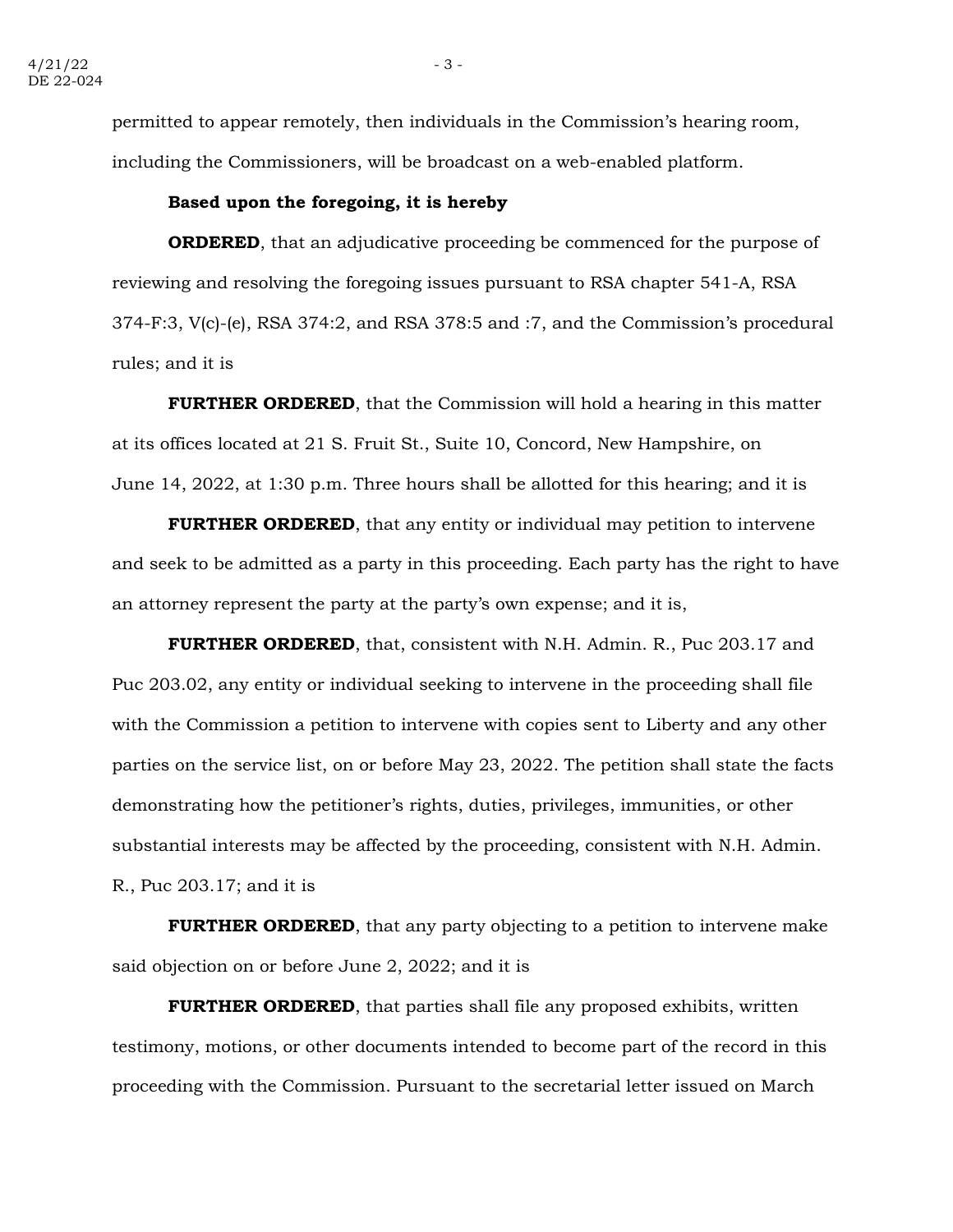permitted to appear remotely, then individuals in the Commission's hearing room, including the Commissioners, will be broadcast on a web-enabled platform.

**Based upon the foregoing, it is hereby**

**ORDERED**, that an adjudicative proceeding be commenced for the purpose of reviewing and resolving the foregoing issues pursuant to RSA chapter 541-A, RSA 374-F:3, V(c)-(e), RSA 374:2, and RSA 378:5 and :7, and the Commission's procedural rules; and it is

**FURTHER ORDERED**, that the Commission will hold a hearing in this matter at its offices located at 21 S. Fruit St., Suite 10, Concord, New Hampshire, on June 14, 2022, at 1:30 p.m. Three hours shall be allotted for this hearing; and it is

**FURTHER ORDERED**, that any entity or individual may petition to intervene and seek to be admitted as a party in this proceeding. Each party has the right to have an attorney represent the party at the party's own expense; and it is,

**FURTHER ORDERED**, that, consistent with N.H. Admin. R., Puc 203.17 and Puc 203.02, any entity or individual seeking to intervene in the proceeding shall file with the Commission a petition to intervene with copies sent to Liberty and any other parties on the service list, on or before May 23, 2022. The petition shall state the facts demonstrating how the petitioner's rights, duties, privileges, immunities, or other substantial interests may be affected by the proceeding, consistent with N.H. Admin. R., Puc 203.17; and it is

**FURTHER ORDERED**, that any party objecting to a petition to intervene make said objection on or before June 2, 2022; and it is

**FURTHER ORDERED**, that parties shall file any proposed exhibits, written testimony, motions, or other documents intended to become part of the record in this proceeding with the Commission. Pursuant to the secretarial letter issued on March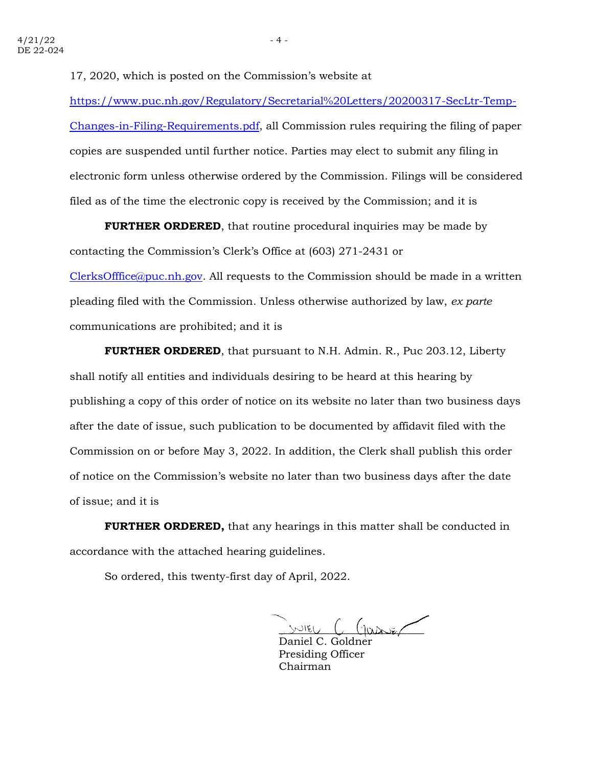17, 2020, which is posted on the Commission's website at [https://www.puc.nh.gov/Regulatory/Secretarial%20Letters/20200317-SecLtr-Temp-Changes-in-Filing-Requirements.pdf](https://www.puc.nh.gov/Regulatory/Secretarial%20Letters/20200317-SecLtr-Temp-Changes-in-Filing-Requirements.pdf), all Commission rules requiring the filing of paper copies are suspended until further notice. Parties may elect to submit any filing in electronic form unless otherwise ordered by the Commission. Filings will be considered filed as of the time the electronic copy is received by the Commission; and it is

**FURTHER ORDERED**, that routine procedural inquiries may be made by contacting the Commission's Clerk's Office at (603) 271-2431 or [ClerksOfffice@puc.nh.gov](mailto:ClerksOfffice@puc.nh.gov). All requests to the Commission should be made in a written pleading filed with the Commission. Unless otherwise authorized by law, *ex parte* communications are prohibited; and it is

**FURTHER ORDERED**, that pursuant to N.H. Admin. R., Puc 203.12, Liberty shall notify all entities and individuals desiring to be heard at this hearing by publishing a copy of this order of notice on its website no later than two business days after the date of issue, such publication to be documented by affidavit filed with the Commission on or before May 3, 2022. In addition, the Clerk shall publish this order of notice on the Commission's website no later than two business days after the date of issue; and it is

**FURTHER ORDERED,** that any hearings in this matter shall be conducted in accordance with the attached hearing guidelines.

So ordered, this twenty-first day of April, 2022.

Daniel C. Goldner
Presiding Officer
Chairman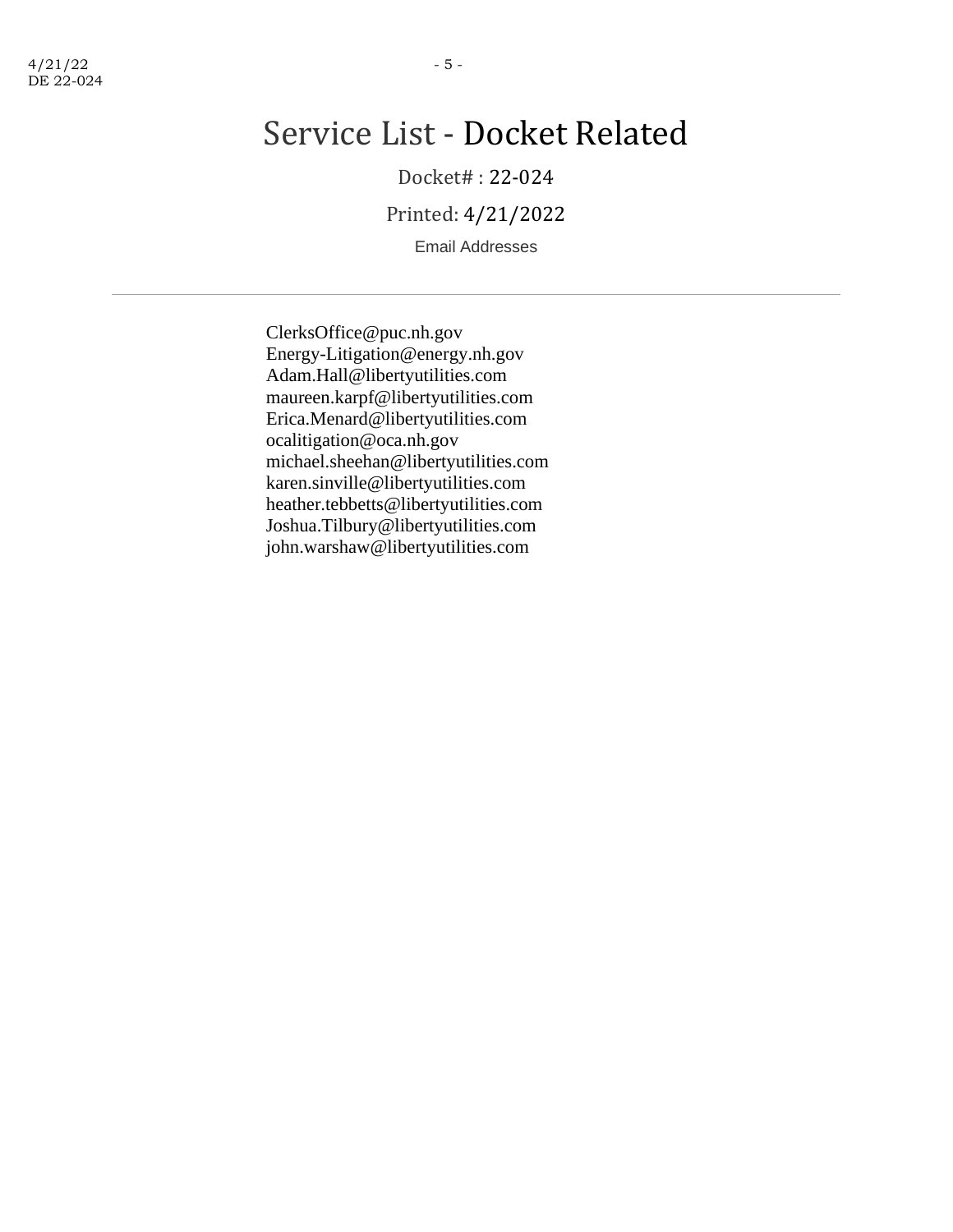# Service List - Docket Related

Docket# : 22-024

Printed: 4/21/2022

Email Addresses

---

ClerksOffice@puc.nh.gov
Energy-Litigation@energy.nh.gov
Adam.Hall@libertyutilities.com
maureen.karpf@libertyutilities.com
Erica.Menard@libertyutilities.com
ocalitigation@oca.nh.gov
michael.sheehan@libertyutilities.com
karen.sinville@libertyutilities.com
heather.tebbetts@libertyutilities.com
Joshua.Tilbury@libertyutilities.com
john.warshaw@libertyutilities.com